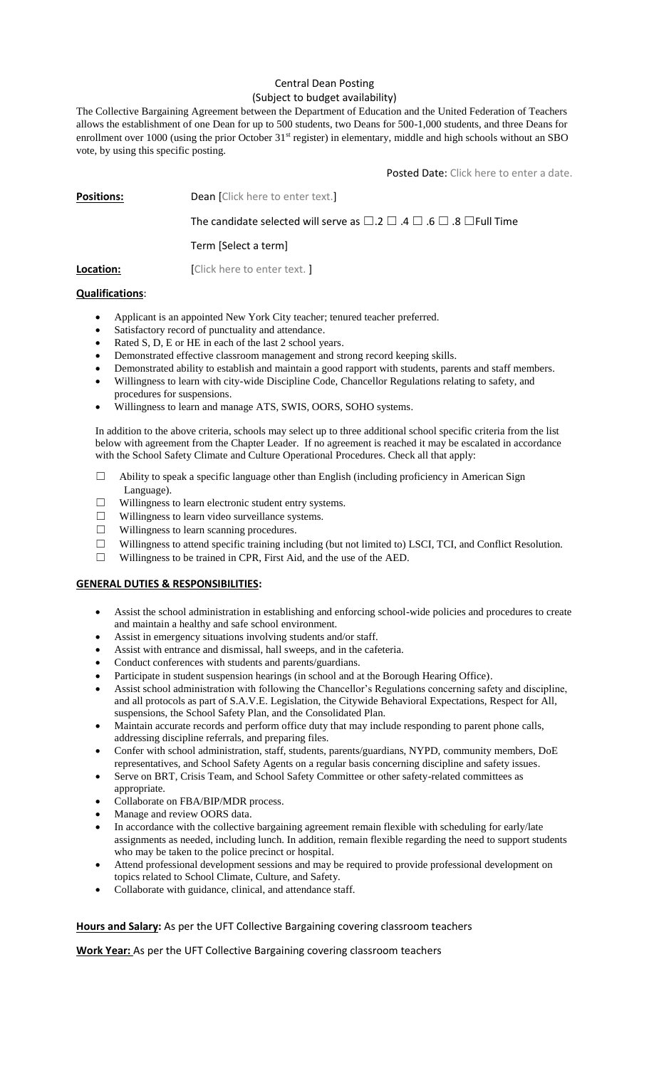# Central Dean Posting

(Subject to budget availability)

The Collective Bargaining Agreement between the Department of Education and the United Federation of Teachers allows the establishment of one Dean for up to 500 students, two Deans for 500-1,000 students, and three Deans for enrollment over 1000 (using the prior October 31st register) in elementary, middle and high schools without an SBO vote, by using this specific posting.

Posted Date: Click here to enter a date.

**Positions:** Dean [Click here to enter text.]

The candidate selected will serve as ☐.2 ☐ .4 ☐ .6 ☐ .8 ☐Full Time

Term [Select a term]

**Location:** [Click here to enter text. ]

**Qualifications**:

- Applicant is an appointed New York City teacher; tenured teacher preferred.
- Satisfactory record of punctuality and attendance.
- Rated S, D, E or HE in each of the last 2 school years.
- Demonstrated effective classroom management and strong record keeping skills.
- Demonstrated ability to establish and maintain a good rapport with students, parents and staff members.
- Willingness to learn with city-wide Discipline Code, Chancellor Regulations relating to safety, and procedures for suspensions.
- Willingness to learn and manage ATS, SWIS, OORS, SOHO systems.

In addition to the above criteria, schools may select up to three additional school specific criteria from the list below with agreement from the Chapter Leader. If no agreement is reached it may be escalated in accordance with the School Safety Climate and Culture Operational Procedures. Check all that apply:

- ☐ Ability to speak a specific language other than English (including proficiency in American Sign Language).
- ☐ Willingness to learn electronic student entry systems.
- ☐ Willingness to learn video surveillance systems.
- ☐ Willingness to learn scanning procedures.
- ☐ Willingness to attend specific training including (but not limited to) LSCI, TCI, and Conflict Resolution.
- ☐ Willingness to be trained in CPR, First Aid, and the use of the AED.

## GENERAL DUTIES & RESPONSIBILITIES:

- Assist the school administration in establishing and enforcing school-wide policies and procedures to create and maintain a healthy and safe school environment.
- Assist in emergency situations involving students and/or staff.
- Assist with entrance and dismissal, hall sweeps, and in the cafeteria.
- Conduct conferences with students and parents/guardians.
- Participate in student suspension hearings (in school and at the Borough Hearing Office).
- Assist school administration with following the Chancellor's Regulations concerning safety and discipline, and all protocols as part of S.A.V.E. Legislation, the Citywide Behavioral Expectations, Respect for All, suspensions, the School Safety Plan, and the Consolidated Plan.
- Maintain accurate records and perform office duty that may include responding to parent phone calls, addressing discipline referrals, and preparing files.
- Confer with school administration, staff, students, parents/guardians, NYPD, community members, DoE representatives, and School Safety Agents on a regular basis concerning discipline and safety issues.
- Serve on BRT, Crisis Team, and School Safety Committee or other safety-related committees as appropriate.
- Collaborate on FBA/BIP/MDR process.
- Manage and review OORS data.
- In accordance with the collective bargaining agreement remain flexible with scheduling for early/late assignments as needed, including lunch. In addition, remain flexible regarding the need to support students who may be taken to the police precinct or hospital.
- Attend professional development sessions and may be required to provide professional development on topics related to School Climate, Culture, and Safety.
- Collaborate with guidance, clinical, and attendance staff.

**Hours and Salary:** As per the UFT Collective Bargaining covering classroom teachers

**Work Year:** As per the UFT Collective Bargaining covering classroom teachers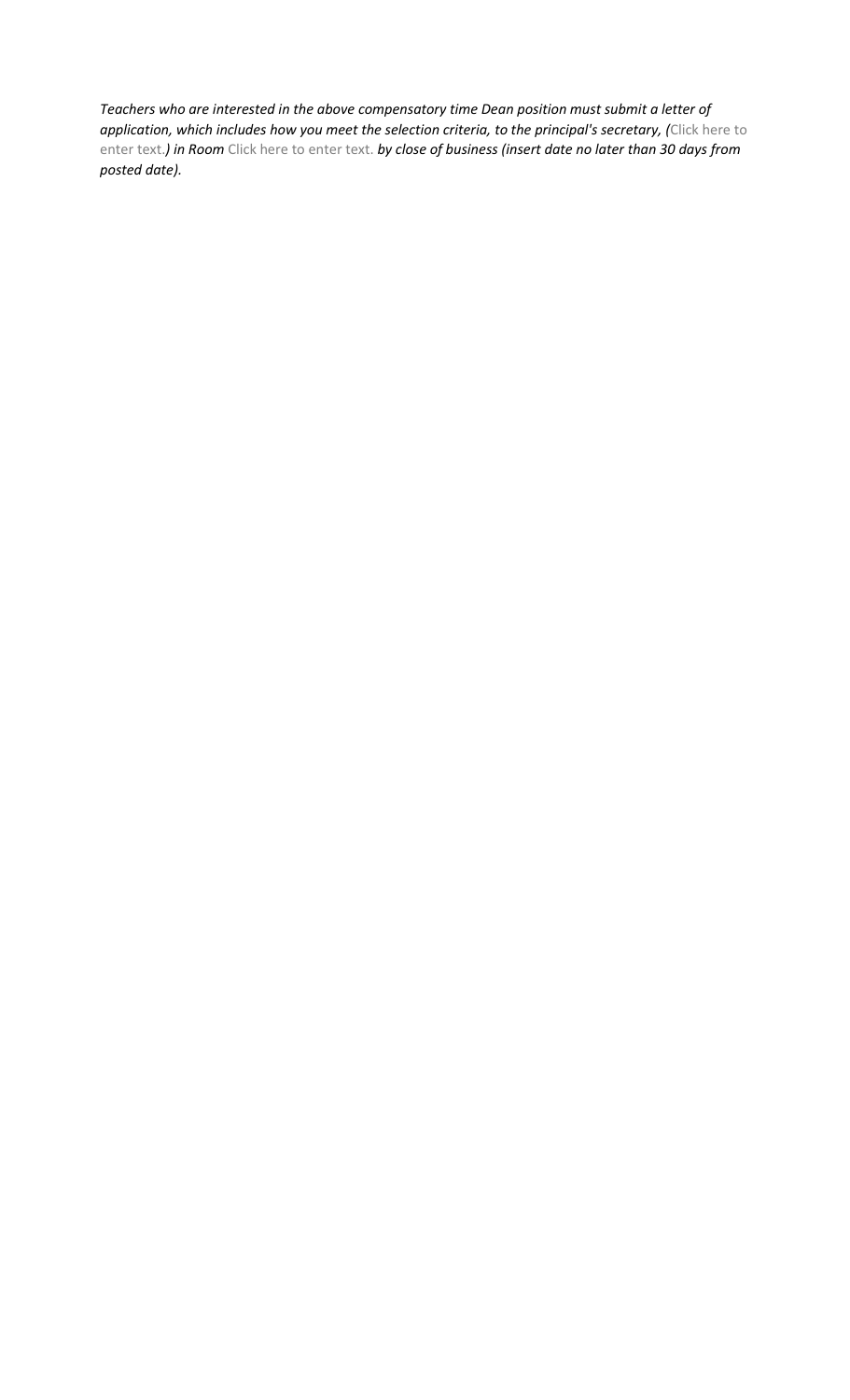*Teachers who are interested in the above compensatory time Dean position must submit a letter of application, which includes how you meet the selection criteria, to the principal's secretary, (*Click here to enter text.*) in Room* Click here to enter text. *by close of business (insert date no later than 30 days from posted date).*